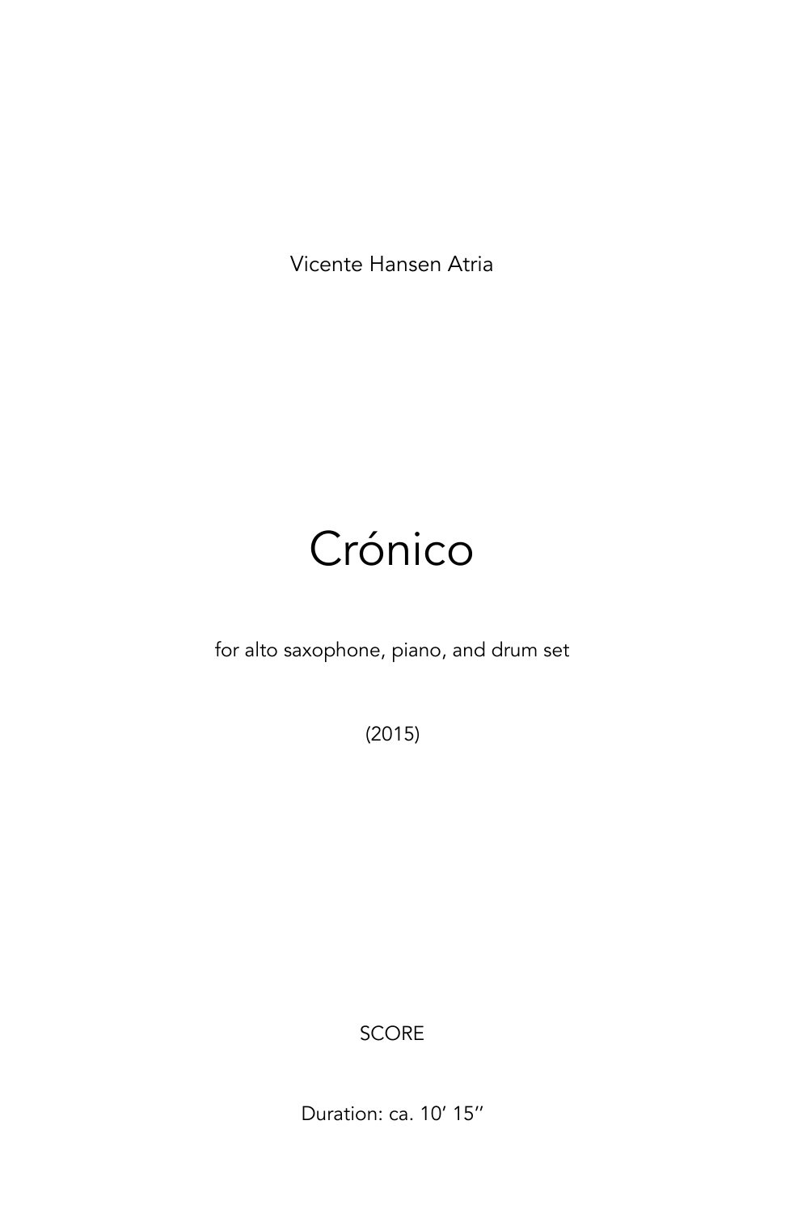Vicente Hansen Atria

# Crónico

for alto saxophone, piano, and drum set

(2015)

SCORE

Duration: ca. 10′ 15′′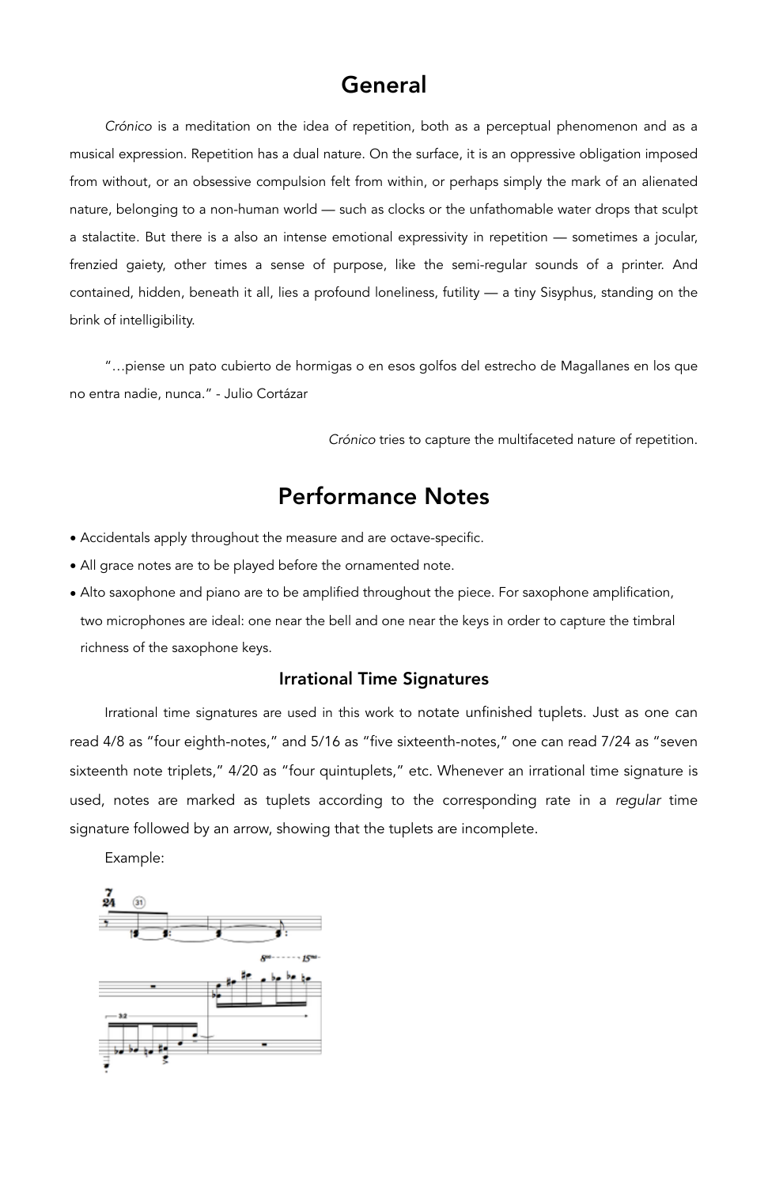# General

*Crónico* is a meditation on the idea of repetition, both as a perceptual phenomenon and as a musical expression. Repetition has a dual nature. On the surface, it is an oppressive obligation imposed from without, or an obsessive compulsion felt from within, or perhaps simply the mark of an alienated nature, belonging to a non-human world — such as clocks or the unfathomable water drops that sculpt a stalactite. But there is a also an intense emotional expressivity in repetition — sometimes a jocular, frenzied gaiety, other times a sense of purpose, like the semi-regular sounds of a printer. And contained, hidden, beneath it all, lies a profound loneliness, futility — a tiny Sisyphus, standing on the brink of intelligibility.

"…piense un pato cubierto de hormigas o en esos golfos del estrecho de Magallanes en los que no entra nadie, nunca." - Julio Cortázar

*Crónico* tries to capture the multifaceted nature of repetition.

# Performance Notes

- Accidentals apply throughout the measure and are octave-specific.
- All grace notes are to be played before the ornamented note.
- Alto saxophone and piano are to be amplified throughout the piece. For saxophone amplification, two microphones are ideal: one near the bell and one near the keys in order to capture the timbral richness of the saxophone keys.

## Irrational Time Signatures

Irrational time signatures are used in this work to notate unfinished tuplets. Just as one can read 4/8 as "four eighth-notes," and 5/16 as "five sixteenth-notes," one can read 7/24 as "seven sixteenth note triplets," 4/20 as "four quintuplets," etc. Whenever an irrational time signature is used, notes are marked as tuplets according to the corresponding rate in a *regular* time signature followed by an arrow, showing that the tuplets are incomplete.

Example: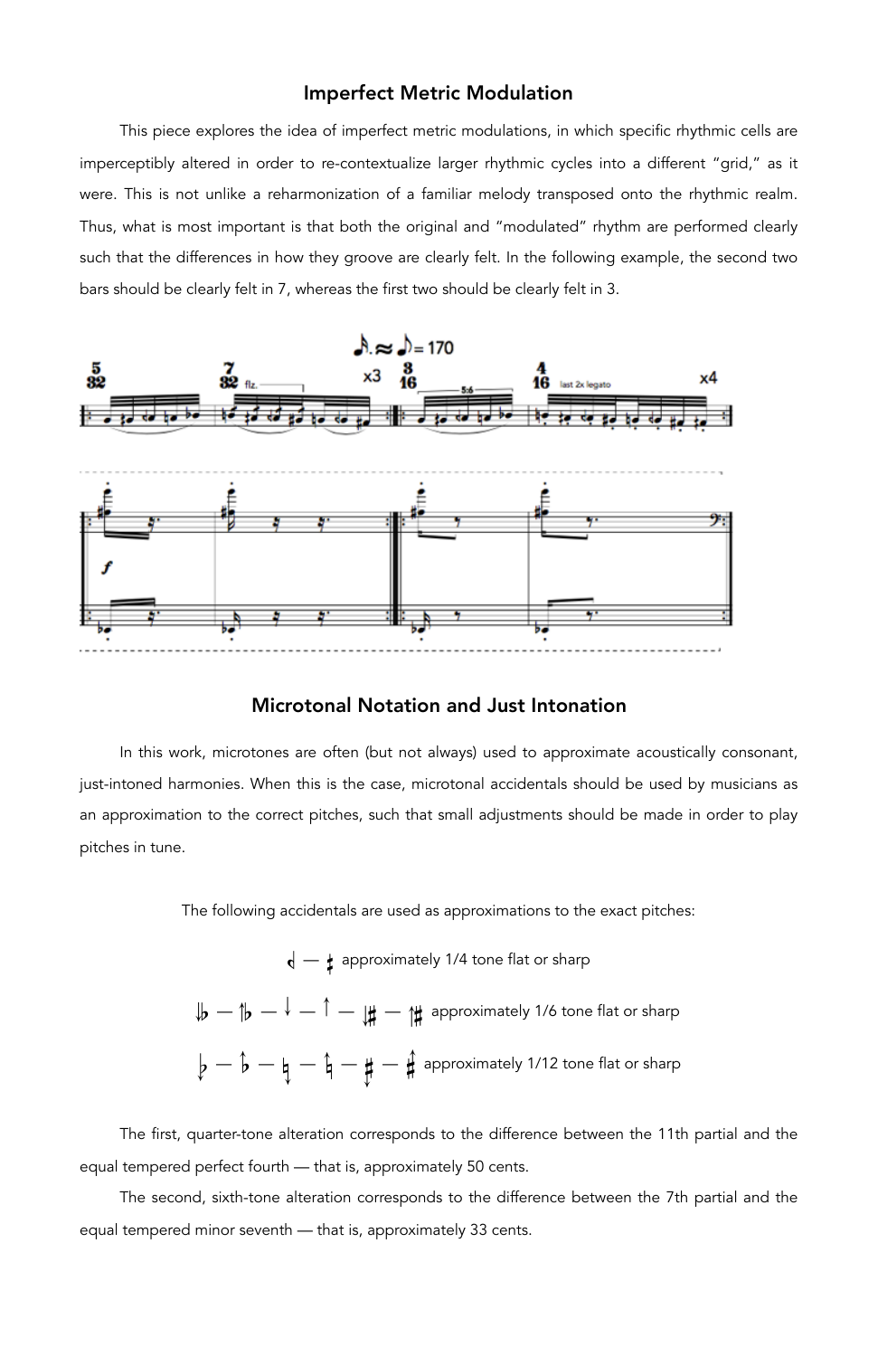## Imperfect Metric Modulation

This piece explores the idea of imperfect metric modulations, in which specific rhythmic cells are imperceptibly altered in order to re-contextualize larger rhythmic cycles into a different "grid," as it were. This is not unlike a reharmonization of a familiar melody transposed onto the rhythmic realm. Thus, what is most important is that both the original and "modulated" rhythm are performed clearly such that the differences in how they groove are clearly felt. In the following example, the second two bars should be clearly felt in 7, whereas the first two should be clearly felt in 3.

## Microtonal Notation and Just Intonation

In this work, microtones are often (but not always) used to approximate acoustically consonant, just-intoned harmonies. When this is the case, microtonal accidentals should be used by musicians as an approximation to the correct pitches, such that small adjustments should be made in order to play pitches in tune.

The following accidentals are used as approximations to the exact pitches:

𝄳 — 𝄲 approximately 1/4 tone flat or sharp

— — ↓ — ↑ — — approximately 1/6 tone flat or sharp

— — — — — approximately 1/12 tone flat or sharp

The first, quarter-tone alteration corresponds to the difference between the 11th partial and the equal tempered perfect fourth — that is, approximately 50 cents.

The second, sixth-tone alteration corresponds to the difference between the 7th partial and the equal tempered minor seventh — that is, approximately 33 cents.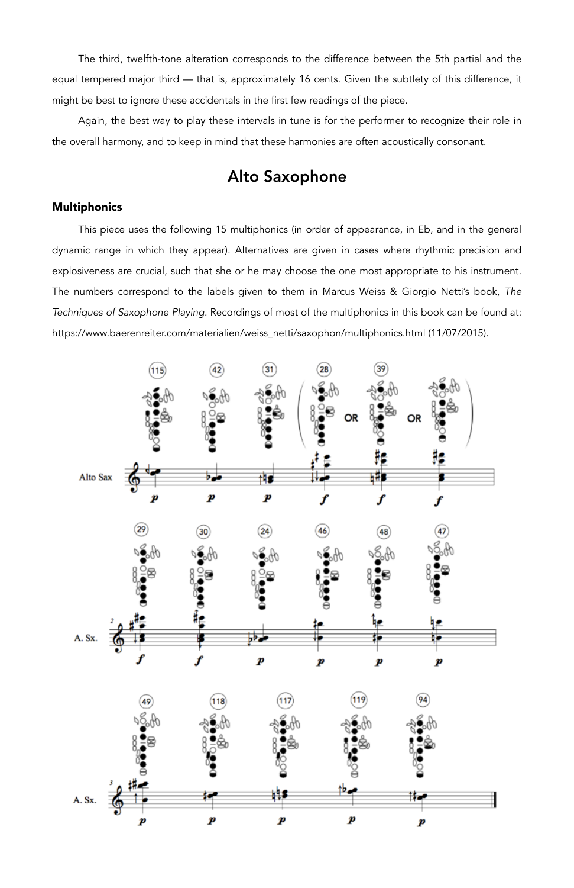The third, twelfth-tone alteration corresponds to the difference between the 5th partial and the equal tempered major third — that is, approximately 16 cents. Given the subtlety of this difference, it might be best to ignore these accidentals in the first few readings of the piece.

Again, the best way to play these intervals in tune is for the performer to recognize their role in the overall harmony, and to keep in mind that these harmonies are often acoustically consonant.

## Alto Saxophone

### Multiphonics

This piece uses the following 15 multiphonics (in order of appearance, in Eb, and in the general dynamic range in which they appear). Alternatives are given in cases where rhythmic precision and explosiveness are crucial, such that she or he may choose the one most appropriate to his instrument. The numbers correspond to the labels given to them in Marcus Weiss & Giorgio Netti's book, *The Techniques of Saxophone Playing*. Recordings of most of the multiphonics in this book can be found at: https://www.baerenreiter.com/materialien/weiss_netti/saxophon/multiphonics.html (11/07/2015).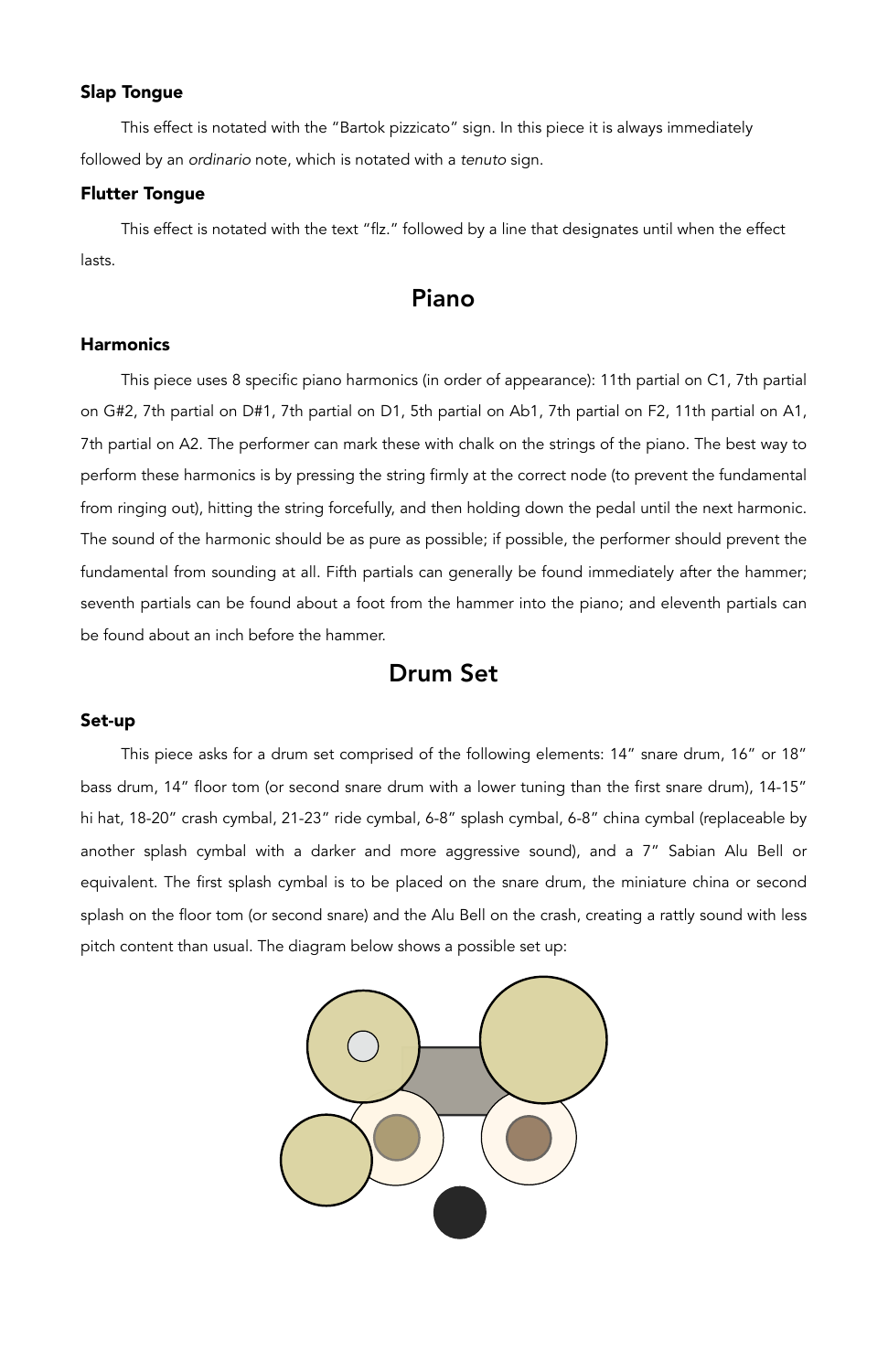### Slap Tongue

This effect is notated with the "Bartok pizzicato" sign. In this piece it is always immediately followed by an *ordinario* note, which is notated with a *tenuto* sign.

### Flutter Tongue

This effect is notated with the text "flz." followed by a line that designates until when the effect lasts.

## Piano

### Harmonics

This piece uses 8 specific piano harmonics (in order of appearance): 11th partial on C1, 7th partial on G#2, 7th partial on D#1, 7th partial on D1, 5th partial on Ab1, 7th partial on F2, 11th partial on A1, 7th partial on A2. The performer can mark these with chalk on the strings of the piano. The best way to perform these harmonics is by pressing the string firmly at the correct node (to prevent the fundamental from ringing out), hitting the string forcefully, and then holding down the pedal until the next harmonic. The sound of the harmonic should be as pure as possible; if possible, the performer should prevent the fundamental from sounding at all. Fifth partials can generally be found immediately after the hammer; seventh partials can be found about a foot from the hammer into the piano; and eleventh partials can be found about an inch before the hammer.

## Drum Set

### Set-up

This piece asks for a drum set comprised of the following elements: 14" snare drum, 16" or 18" bass drum, 14" floor tom (or second snare drum with a lower tuning than the first snare drum), 14-15" hi hat, 18-20" crash cymbal, 21-23" ride cymbal, 6-8" splash cymbal, 6-8" china cymbal (replaceable by another splash cymbal with a darker and more aggressive sound), and a 7" Sabian Alu Bell or equivalent. The first splash cymbal is to be placed on the snare drum, the miniature china or second splash on the floor tom (or second snare) and the Alu Bell on the crash, creating a rattly sound with less pitch content than usual. The diagram below shows a possible set up: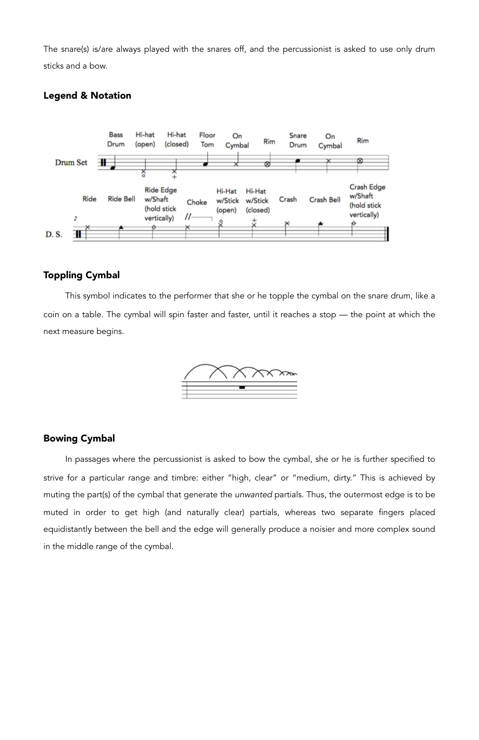The snare(s) is/are always played with the snares off, and the percussionist is asked to use only drum sticks and a bow.

### Legend & Notation

### Toppling Cymbal

This symbol indicates to the performer that she or he topple the cymbal on the snare drum, like a coin on a table. The cymbal will spin faster and faster, until it reaches a stop — the point at which the next measure begins.

### Bowing Cymbal

In passages where the percussionist is asked to bow the cymbal, she or he is further specified to strive for a particular range and timbre: either "high, clear" or "medium, dirty." This is achieved by muting the part(s) of the cymbal that generate the *unwanted* partials. Thus, the outermost edge is to be muted in order to get high (and naturally clear) partials, whereas two separate fingers placed equidistantly between the bell and the edge will generally produce a noisier and more complex sound in the middle range of the cymbal.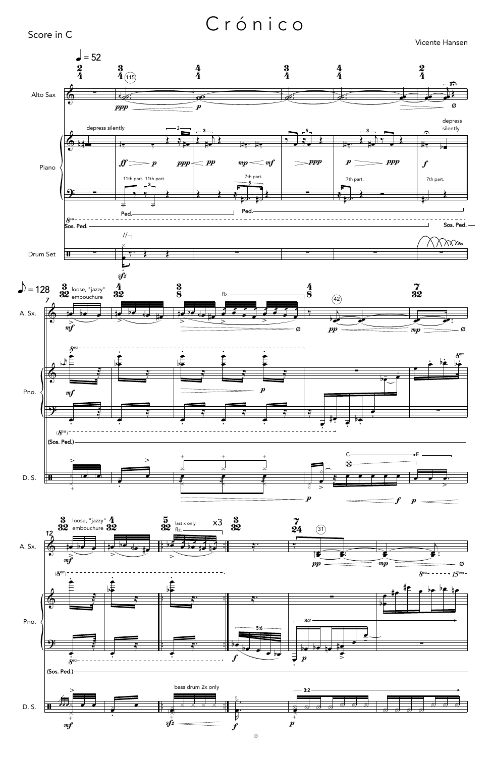# Crónico

Score in C

Vicente Hansen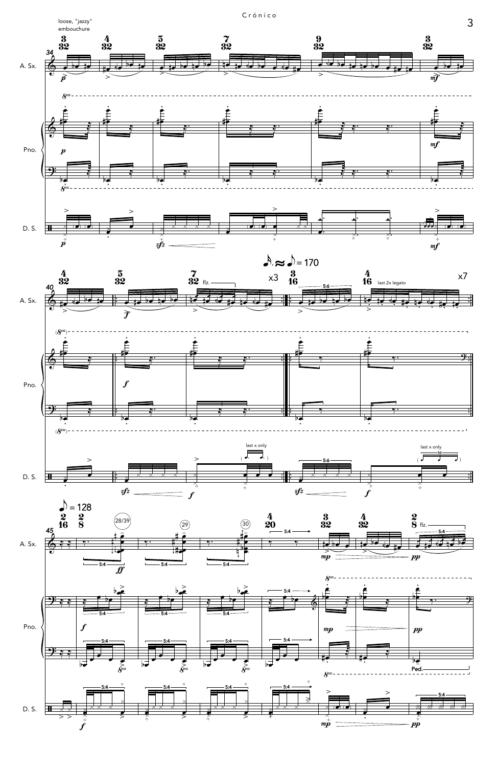loose, "jazzy" embouchure

A. Sx.

Pno.

D. S.

flz.

x3

x7

last 2x legato

last x only

♪. ≈ ♪ = 170

♪ = 128

Ped.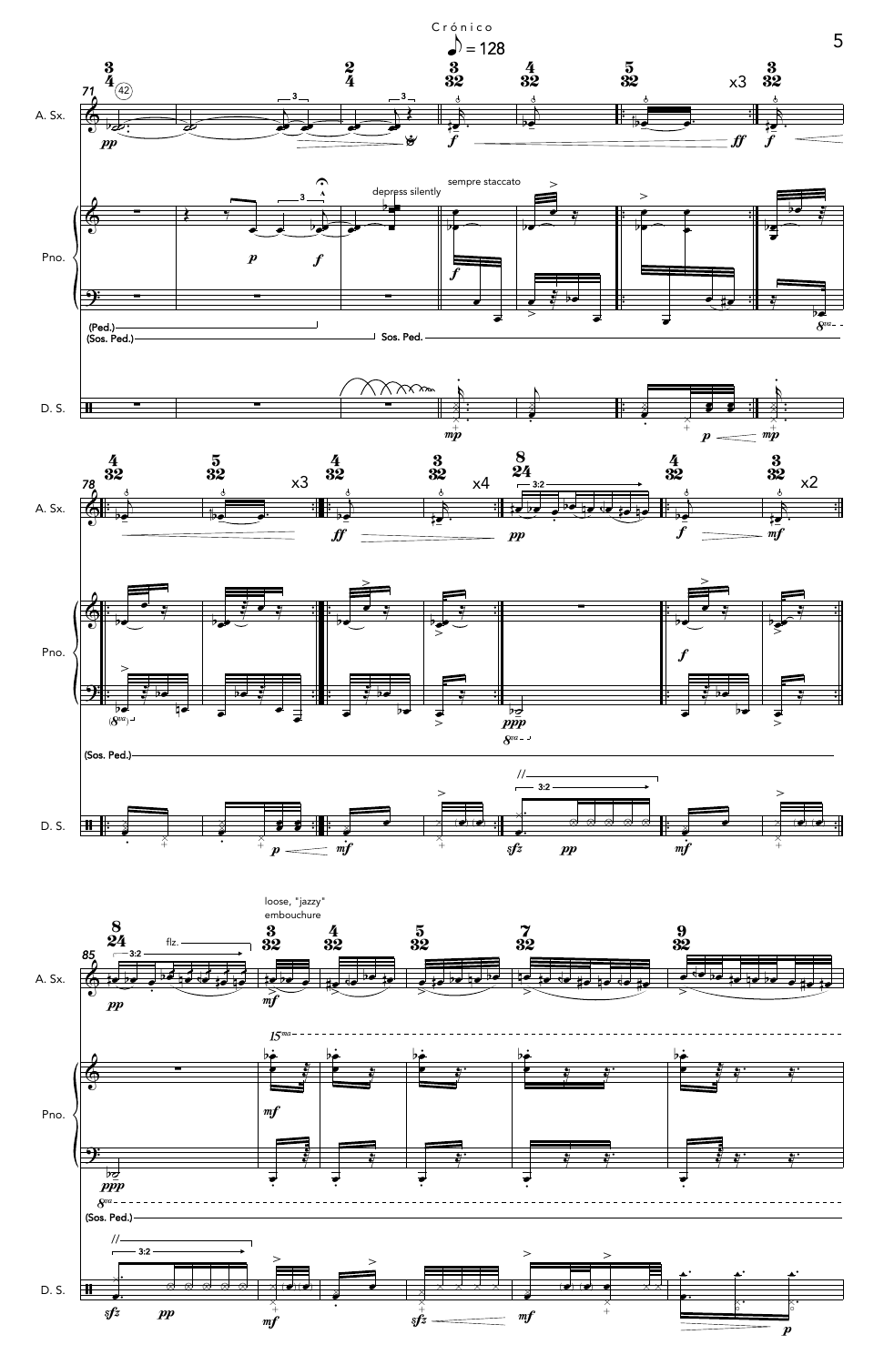Crónico

♪ = 128

A. Sx.

Pno.

D. S.

depress silently

sempre staccato

(Ped.)

(Sos. Ped.)

Sos. Ped.

x3

x4

x2

flz.

loose, "jazzy" embouchure